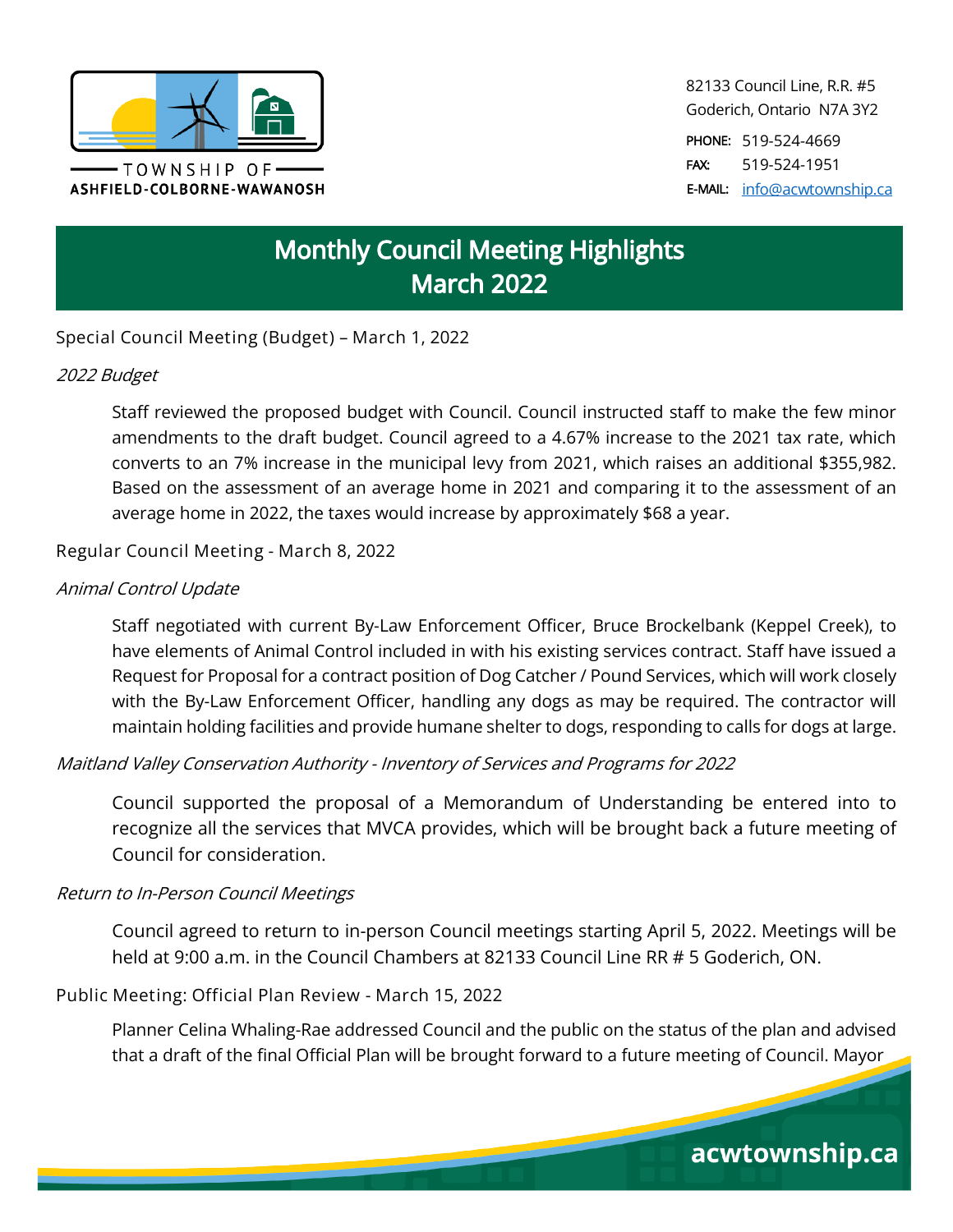TOWNSHIP OF
ASHFIELD-COLBORNE-WAWANOSH

82133 Council Line, R.R. #5
Goderich, Ontario N7A 3Y2

PHONE: 519-524-4669
FAX: 519-524-1951
E-MAIL: info@acwtownship.ca

# Monthly Council Meeting Highlights
# March 2022

## Special Council Meeting (Budget) – March 1, 2022

### *2022 Budget*

Staff reviewed the proposed budget with Council. Council instructed staff to make the few minor amendments to the draft budget. Council agreed to a 4.67% increase to the 2021 tax rate, which converts to an 7% increase in the municipal levy from 2021, which raises an additional $355,982. Based on the assessment of an average home in 2021 and comparing it to the assessment of an average home in 2022, the taxes would increase by approximately $68 a year.

## Regular Council Meeting - March 8, 2022

### *Animal Control Update*

Staff negotiated with current By-Law Enforcement Officer, Bruce Brockelbank (Keppel Creek), to have elements of Animal Control included in with his existing services contract. Staff have issued a Request for Proposal for a contract position of Dog Catcher / Pound Services, which will work closely with the By-Law Enforcement Officer, handling any dogs as may be required. The contractor will maintain holding facilities and provide humane shelter to dogs, responding to calls for dogs at large.

### *Maitland Valley Conservation Authority - Inventory of Services and Programs for 2022*

Council supported the proposal of a Memorandum of Understanding be entered into to recognize all the services that MVCA provides, which will be brought back a future meeting of Council for consideration.

### *Return to In-Person Council Meetings*

Council agreed to return to in-person Council meetings starting April 5, 2022. Meetings will be held at 9:00 a.m. in the Council Chambers at 82133 Council Line RR # 5 Goderich, ON.

## Public Meeting: Official Plan Review - March 15, 2022

Planner Celina Whaling-Rae addressed Council and the public on the status of the plan and advised that a draft of the final Official Plan will be brought forward to a future meeting of Council. Mayor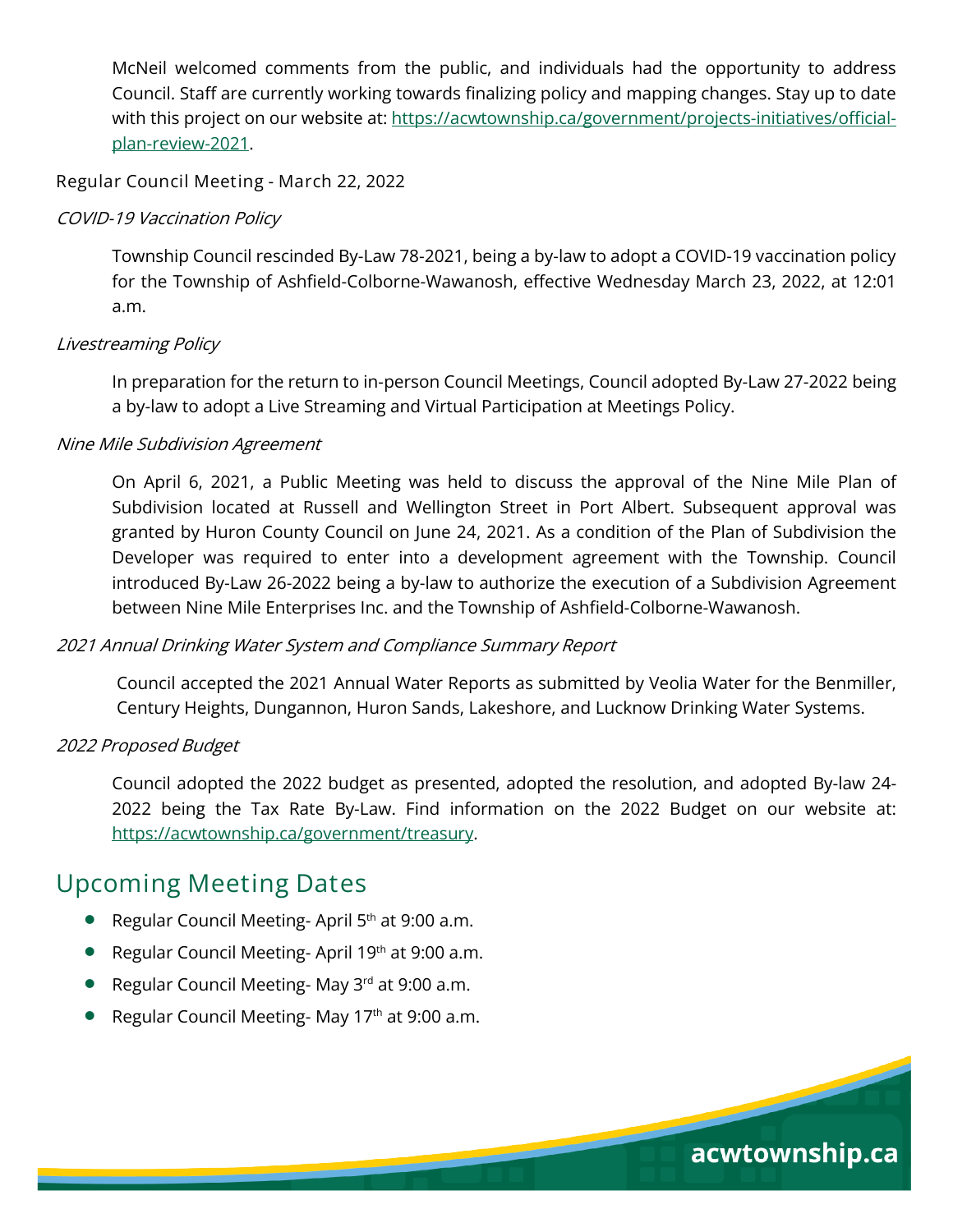McNeil welcomed comments from the public, and individuals had the opportunity to address Council. Staff are currently working towards finalizing policy and mapping changes. Stay up to date with this project on our website at: [https://acwtownship.ca/government/projects-initiatives/official-plan-review-2021](https://acwtownship.ca/government/projects-initiatives/official-plan-review-2021).

### Regular Council Meeting - March 22, 2022

*COVID-19 Vaccination Policy*

Township Council rescinded By-Law 78-2021, being a by-law to adopt a COVID-19 vaccination policy for the Township of Ashfield-Colborne-Wawanosh, effective Wednesday March 23, 2022, at 12:01 a.m.

*Livestreaming Policy*

In preparation for the return to in-person Council Meetings, Council adopted By-Law 27-2022 being a by-law to adopt a Live Streaming and Virtual Participation at Meetings Policy.

*Nine Mile Subdivision Agreement*

On April 6, 2021, a Public Meeting was held to discuss the approval of the Nine Mile Plan of Subdivision located at Russell and Wellington Street in Port Albert. Subsequent approval was granted by Huron County Council on June 24, 2021. As a condition of the Plan of Subdivision the Developer was required to enter into a development agreement with the Township. Council introduced By-Law 26-2022 being a by-law to authorize the execution of a Subdivision Agreement between Nine Mile Enterprises Inc. and the Township of Ashfield-Colborne-Wawanosh.

*2021 Annual Drinking Water System and Compliance Summary Report*

Council accepted the 2021 Annual Water Reports as submitted by Veolia Water for the Benmiller, Century Heights, Dungannon, Huron Sands, Lakeshore, and Lucknow Drinking Water Systems.

*2022 Proposed Budget*

Council adopted the 2022 budget as presented, adopted the resolution, and adopted By-law 24-2022 being the Tax Rate By-Law. Find information on the 2022 Budget on our website at: [https://acwtownship.ca/government/treasury](https://acwtownship.ca/government/treasury).

## Upcoming Meeting Dates

- Regular Council Meeting- April 5th at 9:00 a.m.
- Regular Council Meeting- April 19th at 9:00 a.m.
- Regular Council Meeting- May 3rd at 9:00 a.m.
- Regular Council Meeting- May 17th at 9:00 a.m.

acwtownship.ca